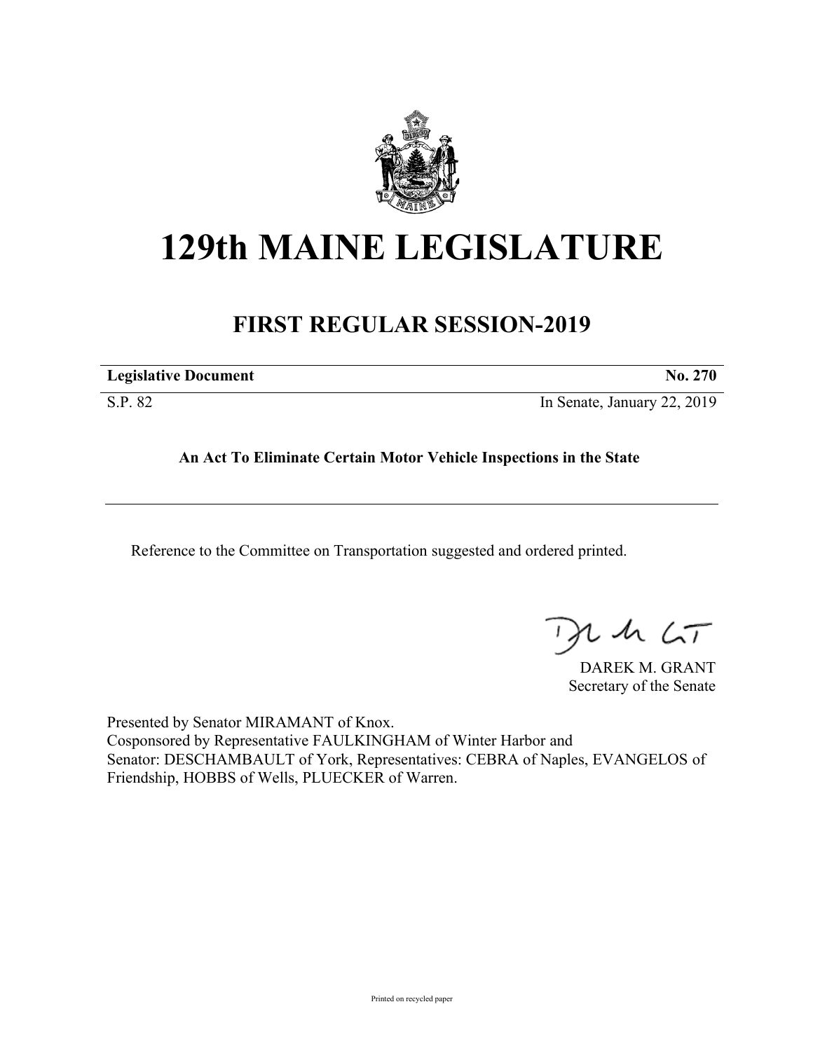# 129th MAINE LEGISLATURE

## FIRST REGULAR SESSION-2019

| **Legislative Document** | **No. 270** |
|---|---|
| S.P. 82 | In Senate, January 22, 2019 |

**An Act To Eliminate Certain Motor Vehicle Inspections in the State**

Reference to the Committee on Transportation suggested and ordered printed.

DAREK M. GRANT
Secretary of the Senate

Presented by Senator MIRAMANT of Knox.
Cosponsored by Representative FAULKINGHAM of Winter Harbor and
Senator: DESCHAMBAULT of York, Representatives: CEBRA of Naples, EVANGELOS of Friendship, HOBBS of Wells, PLUECKER of Warren.

Printed on recycled paper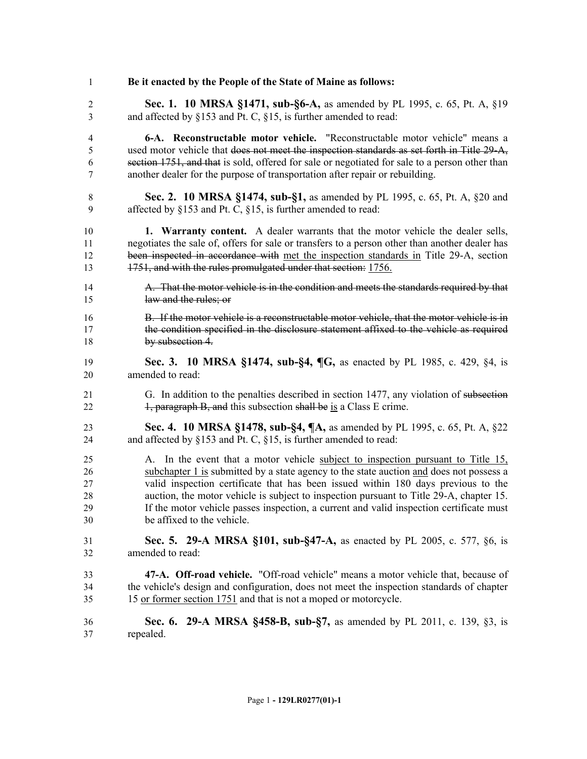**Be it enacted by the People of the State of Maine as follows:**

**Sec. 1. 10 MRSA §1471, sub-§6-A,** as amended by PL 1995, c. 65, Pt. A, §19 and affected by §153 and Pt. C, §15, is further amended to read:

**6-A. Reconstructable motor vehicle.** "Reconstructable motor vehicle" means a used motor vehicle that ~~does not meet the inspection standards as set forth in Title 29-A, section 1751, and that~~ is sold, offered for sale or negotiated for sale to a person other than another dealer for the purpose of transportation after repair or rebuilding.

**Sec. 2. 10 MRSA §1474, sub-§1,** as amended by PL 1995, c. 65, Pt. A, §20 and affected by §153 and Pt. C, §15, is further amended to read:

**1. Warranty content.** A dealer warrants that the motor vehicle the dealer sells, negotiates the sale of, offers for sale or transfers to a person other than another dealer has ~~been inspected in accordance with~~ <u>met the inspection standards in</u> Title 29-A, section ~~1751, and with the rules promulgated under that section:~~ <u>1756.</u>

~~A. That the motor vehicle is in the condition and meets the standards required by that law and the rules; or~~

~~B. If the motor vehicle is a reconstructable motor vehicle, that the motor vehicle is in the condition specified in the disclosure statement affixed to the vehicle as required by subsection 4.~~

**Sec. 3. 10 MRSA §1474, sub-§4, ¶G,** as enacted by PL 1985, c. 429, §4, is amended to read:

G. In addition to the penalties described in section 1477, any violation of ~~subsection 1, paragraph B, and~~ this subsection ~~shall be~~ <u>is</u> a Class E crime.

**Sec. 4. 10 MRSA §1478, sub-§4, ¶A,** as amended by PL 1995, c. 65, Pt. A, §22 and affected by §153 and Pt. C, §15, is further amended to read:

A. In the event that a motor vehicle <u>subject to inspection pursuant to Title 15, subchapter 1 is</u> submitted by a state agency to the state auction <u>and</u> does not possess a valid inspection certificate that has been issued within 180 days previous to the auction, the motor vehicle is subject to inspection pursuant to Title 29-A, chapter 15. If the motor vehicle passes inspection, a current and valid inspection certificate must be affixed to the vehicle.

**Sec. 5. 29-A MRSA §101, sub-§47-A,** as enacted by PL 2005, c. 577, §6, is amended to read:

**47-A. Off-road vehicle.** "Off-road vehicle" means a motor vehicle that, because of the vehicle's design and configuration, does not meet the inspection standards of chapter 15 <u>or former section 1751</u> and that is not a moped or motorcycle.

**Sec. 6. 29-A MRSA §458-B, sub-§7,** as amended by PL 2011, c. 139, §3, is repealed.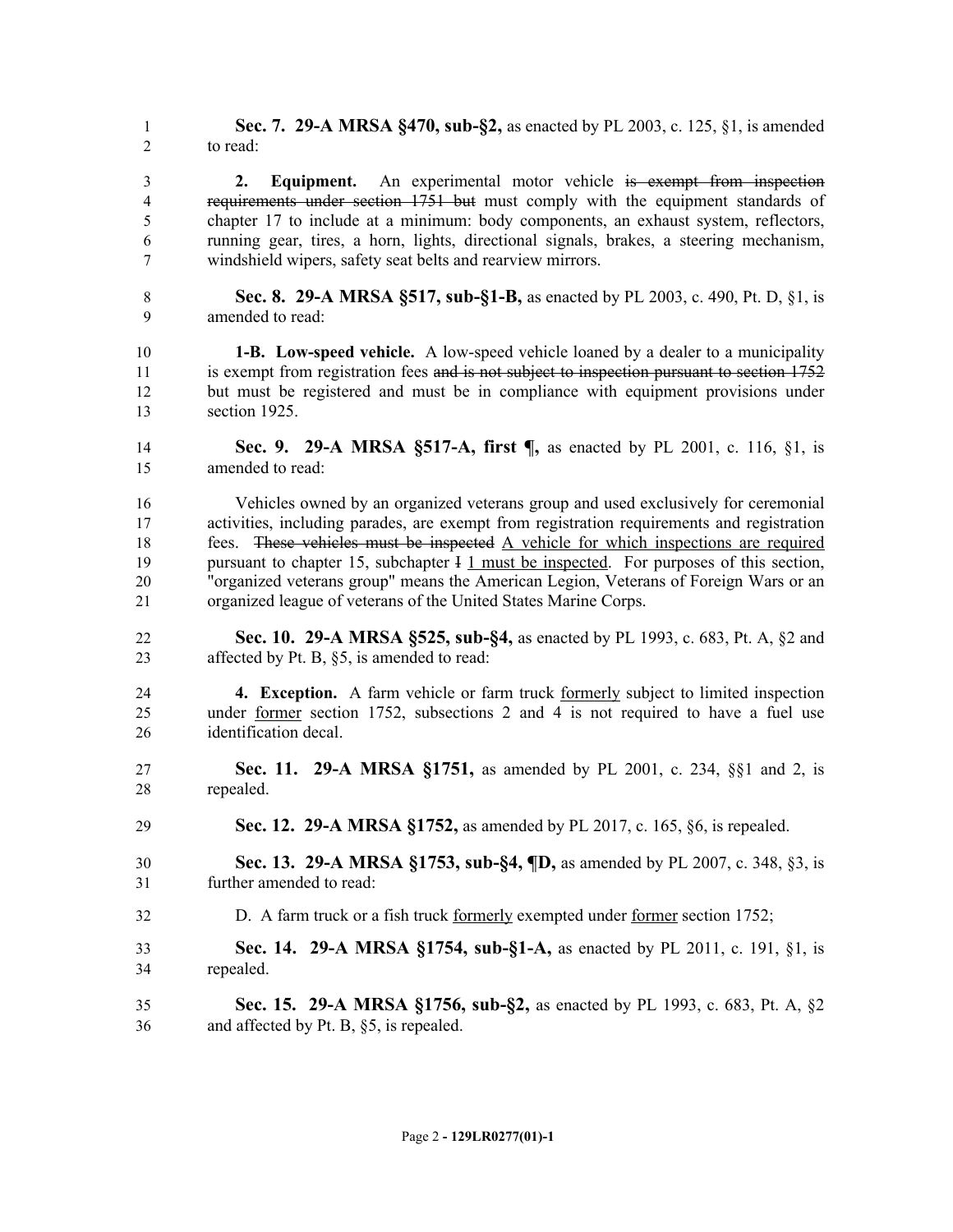**Sec. 7. 29-A MRSA §470, sub-§2,** as enacted by PL 2003, c. 125, §1, is amended to read:

**2. Equipment.** An experimental motor vehicle ~~is exempt from inspection requirements under section 1751 but~~ must comply with the equipment standards of chapter 17 to include at a minimum: body components, an exhaust system, reflectors, running gear, tires, a horn, lights, directional signals, brakes, a steering mechanism, windshield wipers, safety seat belts and rearview mirrors.

**Sec. 8. 29-A MRSA §517, sub-§1-B,** as enacted by PL 2003, c. 490, Pt. D, §1, is amended to read:

**1-B. Low-speed vehicle.** A low-speed vehicle loaned by a dealer to a municipality is exempt from registration fees ~~and is not subject to inspection pursuant to section 1752~~ but must be registered and must be in compliance with equipment provisions under section 1925.

**Sec. 9. 29-A MRSA §517-A, first ¶,** as enacted by PL 2001, c. 116, §1, is amended to read:

Vehicles owned by an organized veterans group and used exclusively for ceremonial activities, including parades, are exempt from registration requirements and registration fees. ~~These vehicles must be inspected~~ <u>A vehicle for which inspections are required</u> pursuant to chapter 15, subchapter ~~I~~ <u>1 must be inspected</u>. For purposes of this section, "organized veterans group" means the American Legion, Veterans of Foreign Wars or an organized league of veterans of the United States Marine Corps.

**Sec. 10. 29-A MRSA §525, sub-§4,** as enacted by PL 1993, c. 683, Pt. A, §2 and affected by Pt. B, §5, is amended to read:

**4. Exception.** A farm vehicle or farm truck <u>formerly</u> subject to limited inspection under <u>former</u> section 1752, subsections 2 and 4 is not required to have a fuel use identification decal.

**Sec. 11. 29-A MRSA §1751,** as amended by PL 2001, c. 234, §§1 and 2, is repealed.

**Sec. 12. 29-A MRSA §1752,** as amended by PL 2017, c. 165, §6, is repealed.

**Sec. 13. 29-A MRSA §1753, sub-§4, ¶D,** as amended by PL 2007, c. 348, §3, is further amended to read:

D. A farm truck or a fish truck <u>formerly</u> exempted under <u>former</u> section 1752;

**Sec. 14. 29-A MRSA §1754, sub-§1-A,** as enacted by PL 2011, c. 191, §1, is repealed.

**Sec. 15. 29-A MRSA §1756, sub-§2,** as enacted by PL 1993, c. 683, Pt. A, §2 and affected by Pt. B, §5, is repealed.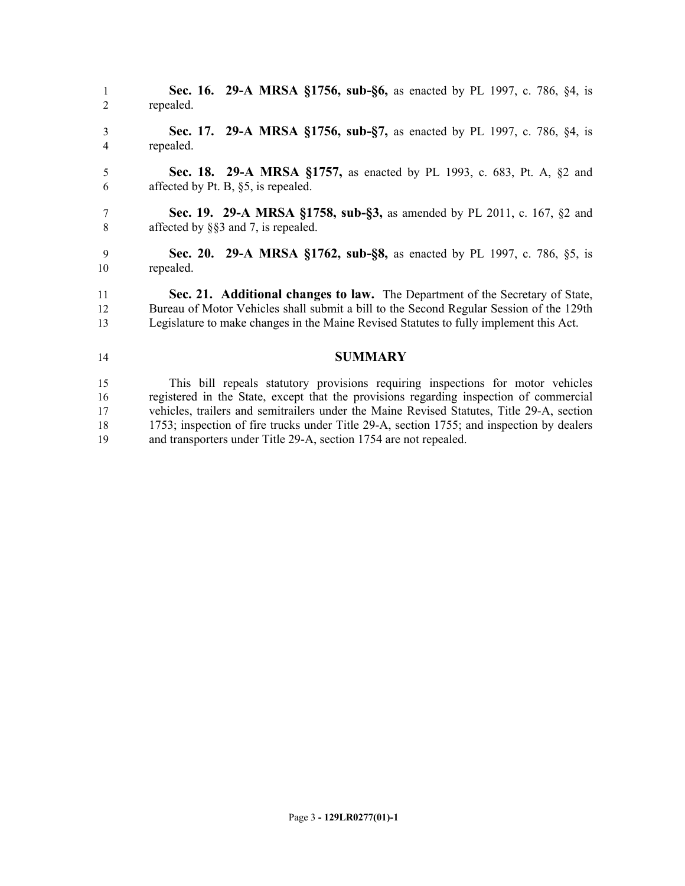**Sec. 16. 29-A MRSA §1756, sub-§6,** as enacted by PL 1997, c. 786, §4, is repealed.

**Sec. 17. 29-A MRSA §1756, sub-§7,** as enacted by PL 1997, c. 786, §4, is repealed.

**Sec. 18. 29-A MRSA §1757,** as enacted by PL 1993, c. 683, Pt. A, §2 and affected by Pt. B, §5, is repealed.

**Sec. 19. 29-A MRSA §1758, sub-§3,** as amended by PL 2011, c. 167, §2 and affected by §§3 and 7, is repealed.

**Sec. 20. 29-A MRSA §1762, sub-§8,** as enacted by PL 1997, c. 786, §5, is repealed.

**Sec. 21. Additional changes to law.** The Department of the Secretary of State, Bureau of Motor Vehicles shall submit a bill to the Second Regular Session of the 129th Legislature to make changes in the Maine Revised Statutes to fully implement this Act.

## SUMMARY

This bill repeals statutory provisions requiring inspections for motor vehicles registered in the State, except that the provisions regarding inspection of commercial vehicles, trailers and semitrailers under the Maine Revised Statutes, Title 29-A, section 1753; inspection of fire trucks under Title 29-A, section 1755; and inspection by dealers and transporters under Title 29-A, section 1754 are not repealed.